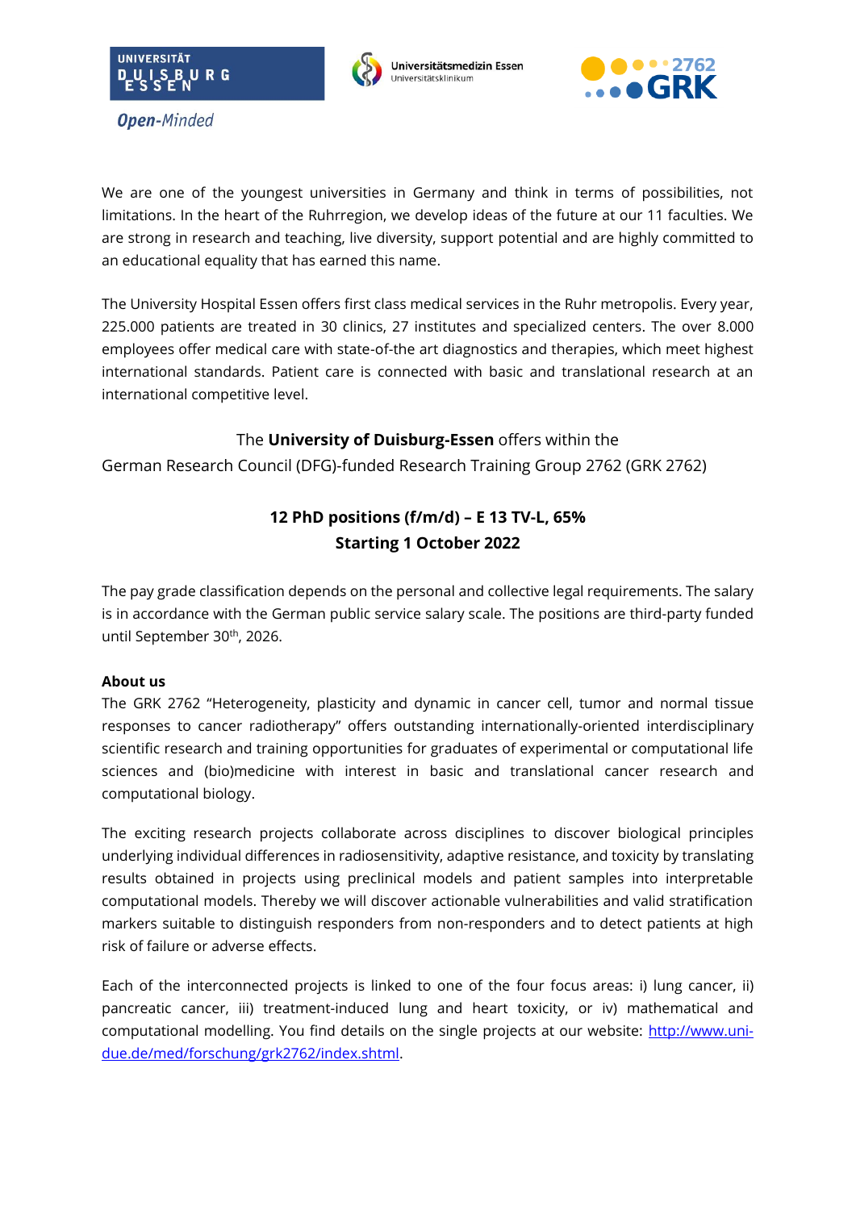We are one of the youngest universities in Germany and think in terms of possibilities, not limitations. In the heart of the Ruhrregion, we develop ideas of the future at our 11 faculties. We are strong in research and teaching, live diversity, support potential and are highly committed to an educational equality that has earned this name.

The University Hospital Essen offers first class medical services in the Ruhr metropolis. Every year, 225.000 patients are treated in 30 clinics, 27 institutes and specialized centers. The over 8.000 employees offer medical care with state-of-the art diagnostics and therapies, which meet highest international standards. Patient care is connected with basic and translational research at an international competitive level.

The **University of Duisburg-Essen** offers within the
German Research Council (DFG)-funded Research Training Group 2762 (GRK 2762)

**12 PhD positions (f/m/d) – E 13 TV-L, 65%**
**Starting 1 October 2022**

The pay grade classification depends on the personal and collective legal requirements. The salary is in accordance with the German public service salary scale. The positions are third-party funded until September 30th, 2026.

**About us**
The GRK 2762 "Heterogeneity, plasticity and dynamic in cancer cell, tumor and normal tissue responses to cancer radiotherapy" offers outstanding internationally-oriented interdisciplinary scientific research and training opportunities for graduates of experimental or computational life sciences and (bio)medicine with interest in basic and translational cancer research and computational biology.

The exciting research projects collaborate across disciplines to discover biological principles underlying individual differences in radiosensitivity, adaptive resistance, and toxicity by translating results obtained in projects using preclinical models and patient samples into interpretable computational models. Thereby we will discover actionable vulnerabilities and valid stratification markers suitable to distinguish responders from non-responders and to detect patients at high risk of failure or adverse effects.

Each of the interconnected projects is linked to one of the four focus areas: i) lung cancer, ii) pancreatic cancer, iii) treatment-induced lung and heart toxicity, or iv) mathematical and computational modelling. You find details on the single projects at our website: [http://www.uni-due.de/med/forschung/grk2762/index.shtml](http://www.uni-due.de/med/forschung/grk2762/index.shtml).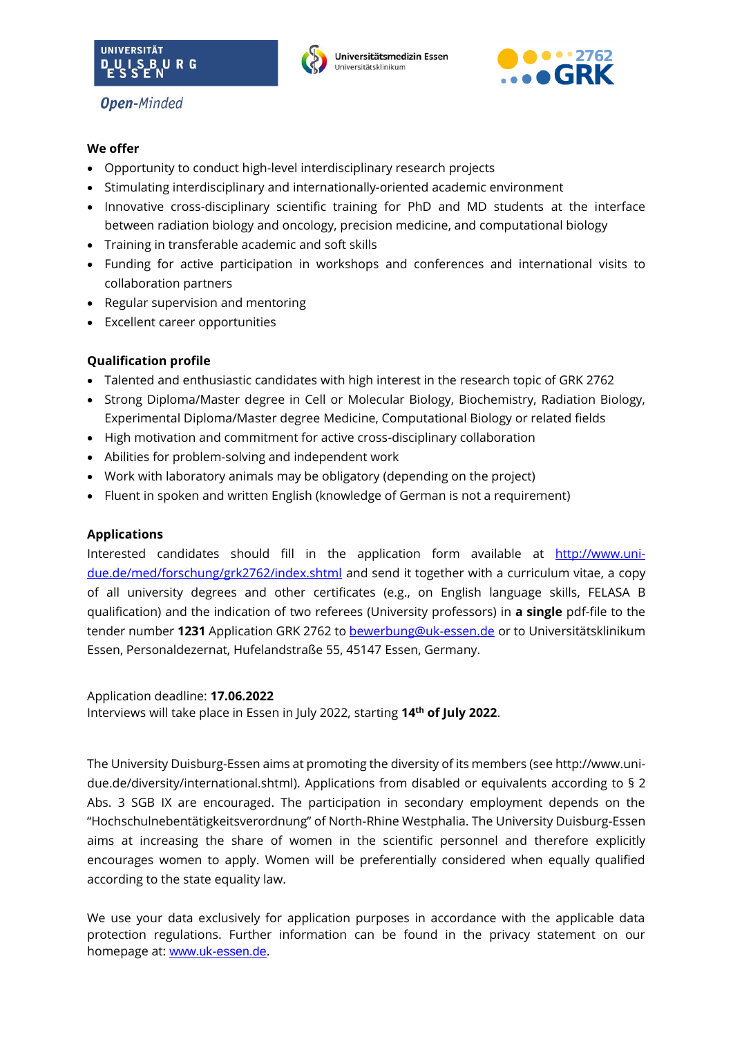**We offer**

- Opportunity to conduct high-level interdisciplinary research projects
- Stimulating interdisciplinary and internationally-oriented academic environment
- Innovative cross-disciplinary scientific training for PhD and MD students at the interface between radiation biology and oncology, precision medicine, and computational biology
- Training in transferable academic and soft skills
- Funding for active participation in workshops and conferences and international visits to collaboration partners
- Regular supervision and mentoring
- Excellent career opportunities

**Qualification profile**

- Talented and enthusiastic candidates with high interest in the research topic of GRK 2762
- Strong Diploma/Master degree in Cell or Molecular Biology, Biochemistry, Radiation Biology, Experimental Diploma/Master degree Medicine, Computational Biology or related fields
- High motivation and commitment for active cross-disciplinary collaboration
- Abilities for problem-solving and independent work
- Work with laboratory animals may be obligatory (depending on the project)
- Fluent in spoken and written English (knowledge of German is not a requirement)

**Applications**

Interested candidates should fill in the application form available at [http://www.uni-due.de/med/forschung/grk2762/index.shtml](http://www.uni-due.de/med/forschung/grk2762/index.shtml) and send it together with a curriculum vitae, a copy of all university degrees and other certificates (e.g., on English language skills, FELASA B qualification) and the indication of two referees (University professors) in **a single** pdf-file to the tender number **1231** Application GRK 2762 to [bewerbung@uk-essen.de](mailto:bewerbung@uk-essen.de) or to Universitätsklinikum Essen, Personaldezernat, Hufelandstraße 55, 45147 Essen, Germany.

Application deadline: **17.06.2022**
Interviews will take place in Essen in July 2022, starting **14th of July 2022**.

The University Duisburg-Essen aims at promoting the diversity of its members (see http://www.uni-due.de/diversity/international.shtml). Applications from disabled or equivalents according to § 2 Abs. 3 SGB IX are encouraged. The participation in secondary employment depends on the "Hochschulnebentätigkeitsverordnung" of North-Rhine Westphalia. The University Duisburg-Essen aims at increasing the share of women in the scientific personnel and therefore explicitly encourages women to apply. Women will be preferentially considered when equally qualified according to the state equality law.

We use your data exclusively for application purposes in accordance with the applicable data protection regulations. Further information can be found in the privacy statement on our homepage at: [www.uk-essen.de](http://www.uk-essen.de).